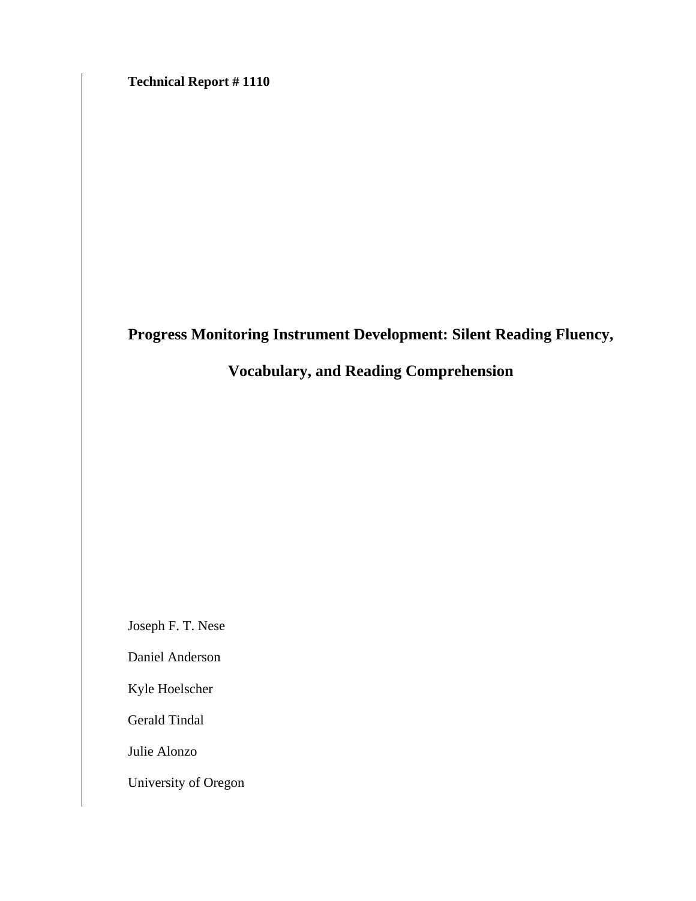**Technical Report # 1110**

# Progress Monitoring Instrument Development: Silent Reading Fluency, Vocabulary, and Reading Comprehension

Joseph F. T. Nese

Daniel Anderson

Kyle Hoelscher

Gerald Tindal

Julie Alonzo

University of Oregon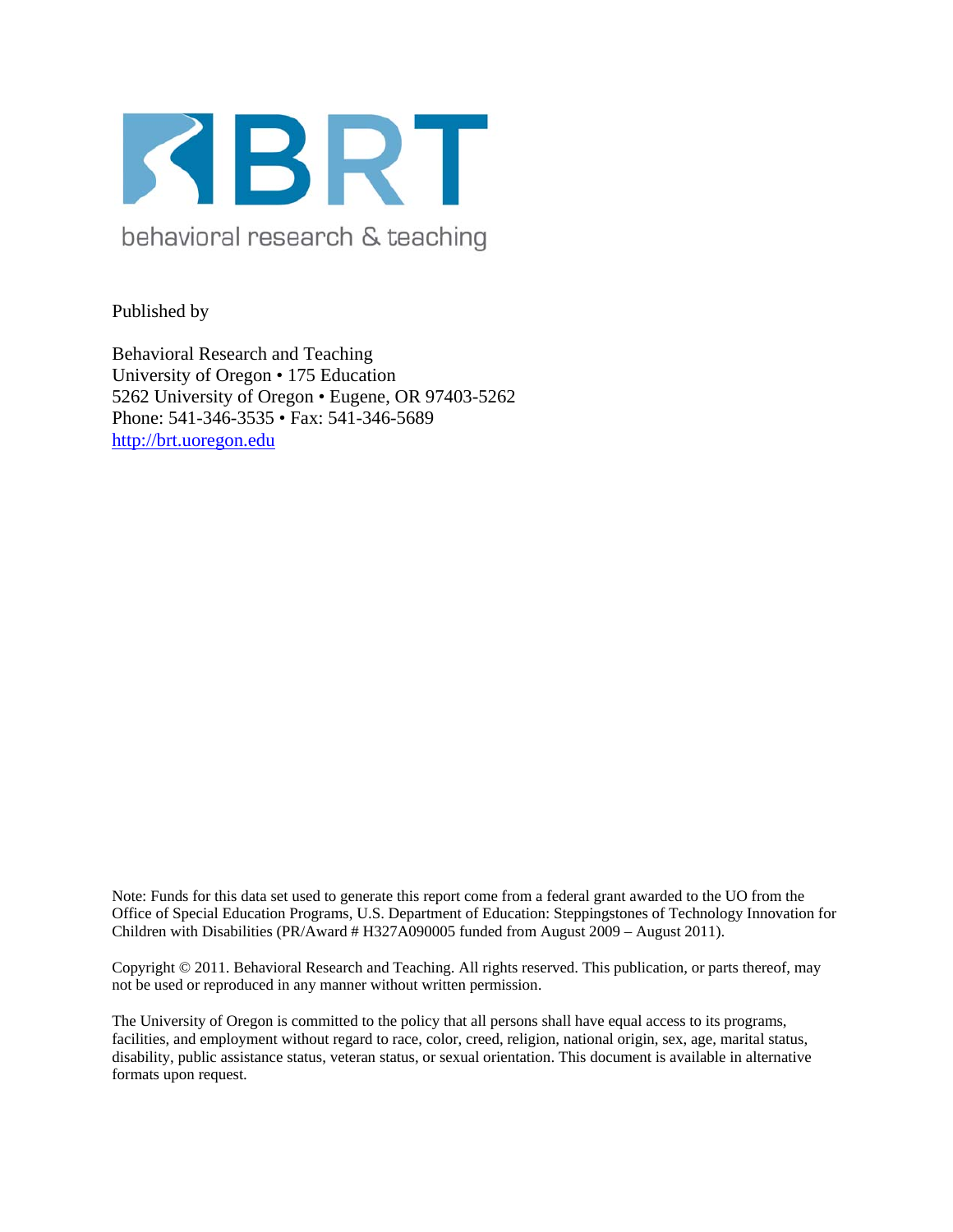BRT

behavioral research & teaching

Published by

Behavioral Research and Teaching
University of Oregon • 175 Education
5262 University of Oregon • Eugene, OR 97403-5262
Phone: 541-346-3535 • Fax: 541-346-5689
http://brt.uoregon.edu

Note: Funds for this data set used to generate this report come from a federal grant awarded to the UO from the Office of Special Education Programs, U.S. Department of Education: Steppingstones of Technology Innovation for Children with Disabilities (PR/Award # H327A090005 funded from August 2009 – August 2011).

Copyright © 2011. Behavioral Research and Teaching. All rights reserved. This publication, or parts thereof, may not be used or reproduced in any manner without written permission.

The University of Oregon is committed to the policy that all persons shall have equal access to its programs, facilities, and employment without regard to race, color, creed, religion, national origin, sex, age, marital status, disability, public assistance status, veteran status, or sexual orientation. This document is available in alternative formats upon request.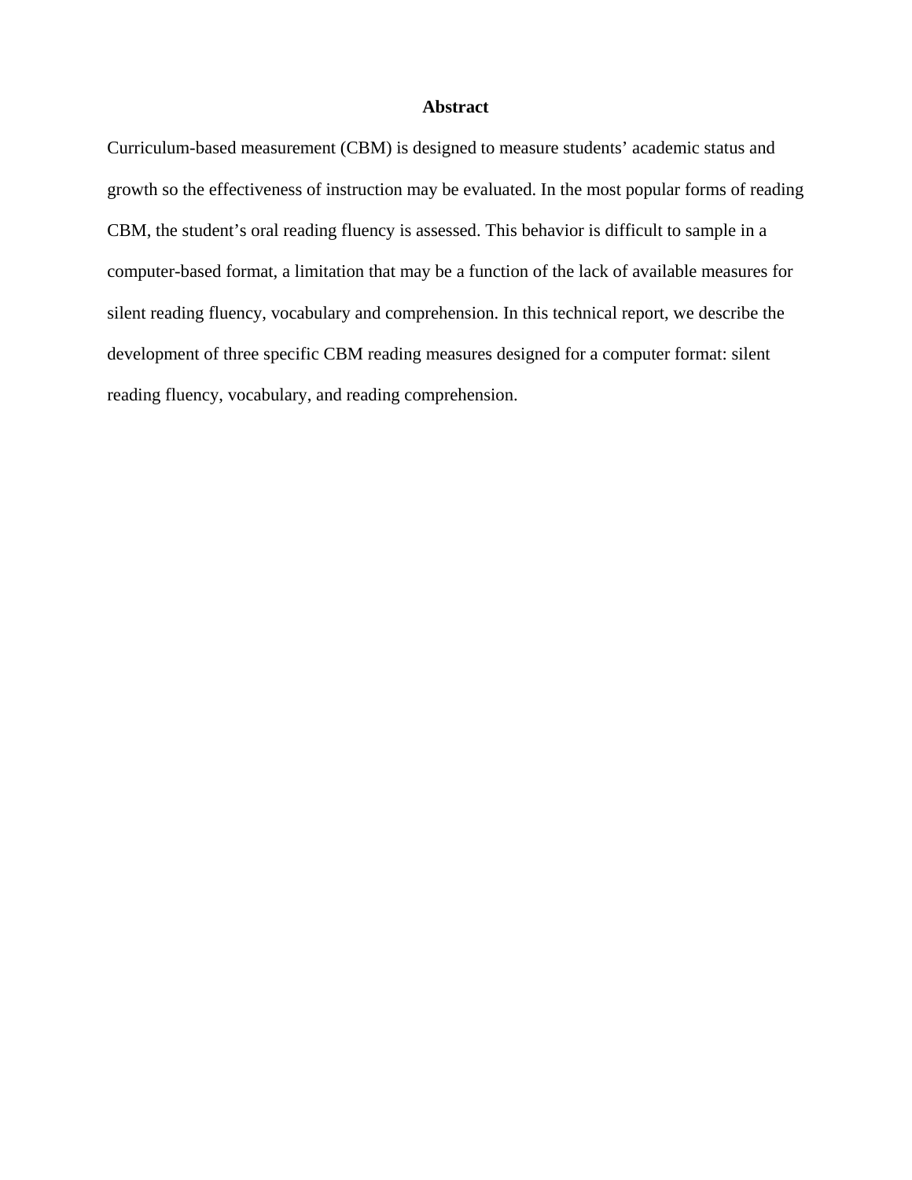# Abstract

Curriculum-based measurement (CBM) is designed to measure students' academic status and growth so the effectiveness of instruction may be evaluated. In the most popular forms of reading CBM, the student's oral reading fluency is assessed. This behavior is difficult to sample in a computer-based format, a limitation that may be a function of the lack of available measures for silent reading fluency, vocabulary and comprehension. In this technical report, we describe the development of three specific CBM reading measures designed for a computer format: silent reading fluency, vocabulary, and reading comprehension.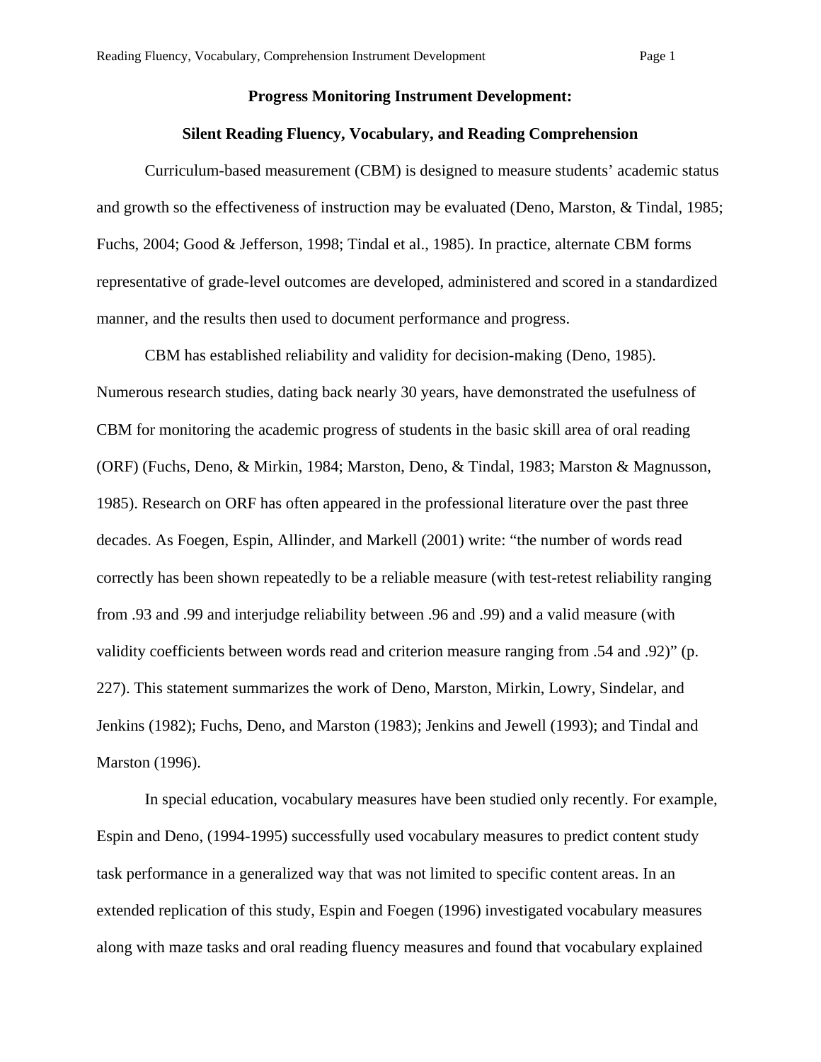**Progress Monitoring Instrument Development:**

**Silent Reading Fluency, Vocabulary, and Reading Comprehension**

Curriculum-based measurement (CBM) is designed to measure students' academic status and growth so the effectiveness of instruction may be evaluated (Deno, Marston, & Tindal, 1985; Fuchs, 2004; Good & Jefferson, 1998; Tindal et al., 1985). In practice, alternate CBM forms representative of grade-level outcomes are developed, administered and scored in a standardized manner, and the results then used to document performance and progress.

CBM has established reliability and validity for decision-making (Deno, 1985). Numerous research studies, dating back nearly 30 years, have demonstrated the usefulness of CBM for monitoring the academic progress of students in the basic skill area of oral reading (ORF) (Fuchs, Deno, & Mirkin, 1984; Marston, Deno, & Tindal, 1983; Marston & Magnusson, 1985). Research on ORF has often appeared in the professional literature over the past three decades. As Foegen, Espin, Allinder, and Markell (2001) write: "the number of words read correctly has been shown repeatedly to be a reliable measure (with test-retest reliability ranging from .93 and .99 and interjudge reliability between .96 and .99) and a valid measure (with validity coefficients between words read and criterion measure ranging from .54 and .92)" (p. 227). This statement summarizes the work of Deno, Marston, Mirkin, Lowry, Sindelar, and Jenkins (1982); Fuchs, Deno, and Marston (1983); Jenkins and Jewell (1993); and Tindal and Marston (1996).

In special education, vocabulary measures have been studied only recently. For example, Espin and Deno, (1994-1995) successfully used vocabulary measures to predict content study task performance in a generalized way that was not limited to specific content areas. In an extended replication of this study, Espin and Foegen (1996) investigated vocabulary measures along with maze tasks and oral reading fluency measures and found that vocabulary explained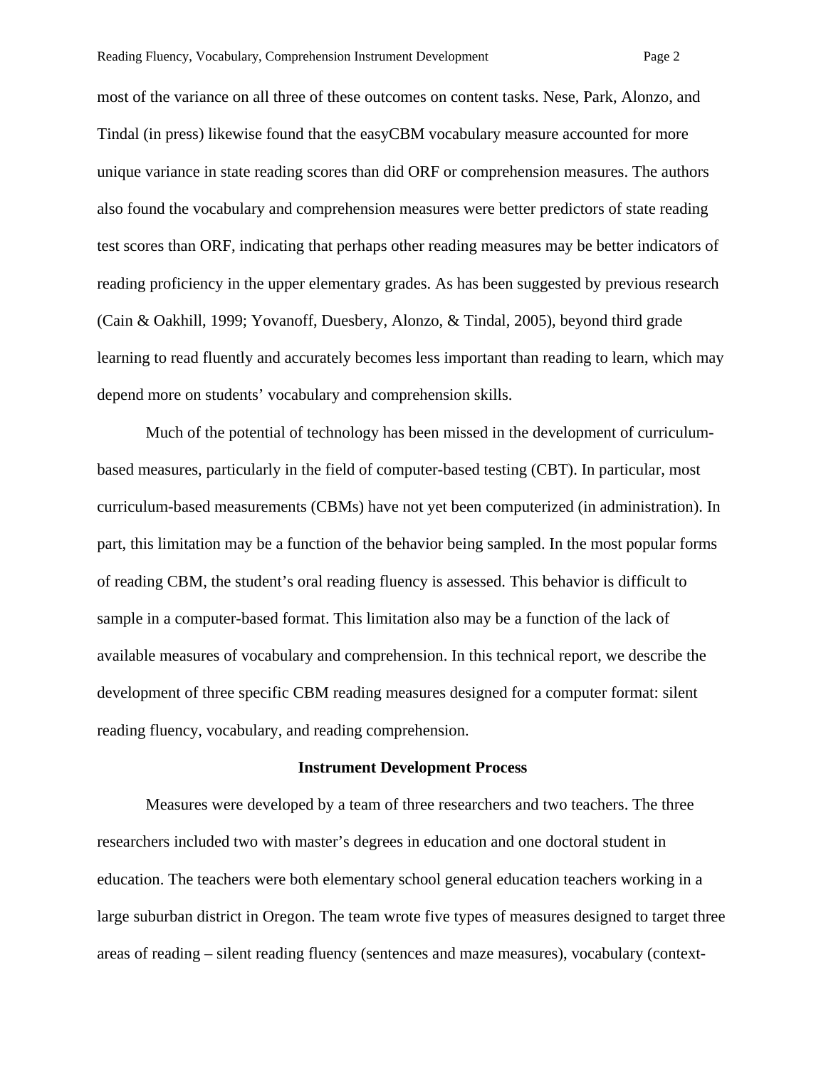most of the variance on all three of these outcomes on content tasks. Nese, Park, Alonzo, and Tindal (in press) likewise found that the easyCBM vocabulary measure accounted for more unique variance in state reading scores than did ORF or comprehension measures. The authors also found the vocabulary and comprehension measures were better predictors of state reading test scores than ORF, indicating that perhaps other reading measures may be better indicators of reading proficiency in the upper elementary grades. As has been suggested by previous research (Cain & Oakhill, 1999; Yovanoff, Duesbery, Alonzo, & Tindal, 2005), beyond third grade learning to read fluently and accurately becomes less important than reading to learn, which may depend more on students' vocabulary and comprehension skills.

Much of the potential of technology has been missed in the development of curriculum-based measures, particularly in the field of computer-based testing (CBT). In particular, most curriculum-based measurements (CBMs) have not yet been computerized (in administration). In part, this limitation may be a function of the behavior being sampled. In the most popular forms of reading CBM, the student's oral reading fluency is assessed. This behavior is difficult to sample in a computer-based format. This limitation also may be a function of the lack of available measures of vocabulary and comprehension. In this technical report, we describe the development of three specific CBM reading measures designed for a computer format: silent reading fluency, vocabulary, and reading comprehension.

## Instrument Development Process

Measures were developed by a team of three researchers and two teachers. The three researchers included two with master's degrees in education and one doctoral student in education. The teachers were both elementary school general education teachers working in a large suburban district in Oregon. The team wrote five types of measures designed to target three areas of reading – silent reading fluency (sentences and maze measures), vocabulary (context-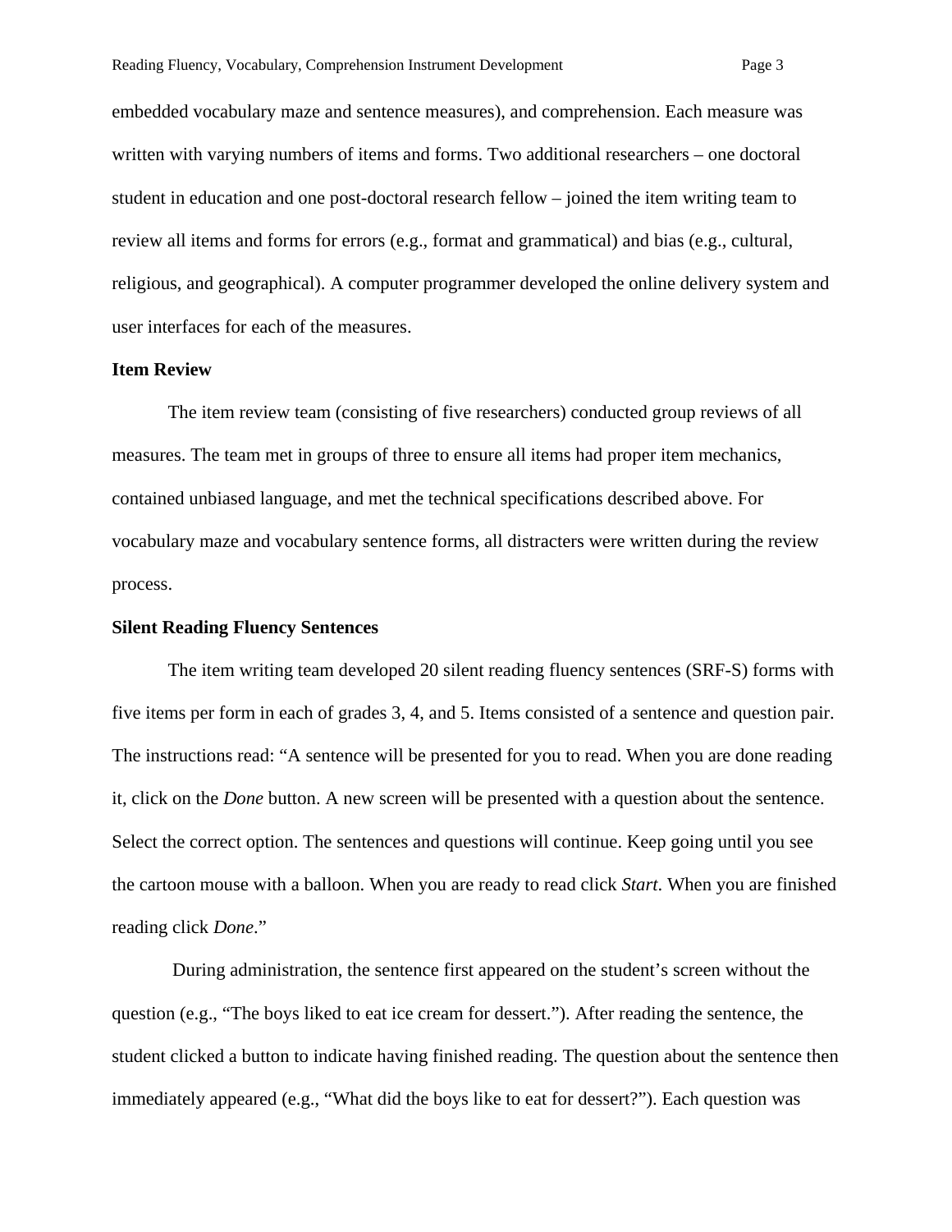embedded vocabulary maze and sentence measures), and comprehension. Each measure was written with varying numbers of items and forms. Two additional researchers – one doctoral student in education and one post-doctoral research fellow – joined the item writing team to review all items and forms for errors (e.g., format and grammatical) and bias (e.g., cultural, religious, and geographical). A computer programmer developed the online delivery system and user interfaces for each of the measures.

**Item Review**

The item review team (consisting of five researchers) conducted group reviews of all measures. The team met in groups of three to ensure all items had proper item mechanics, contained unbiased language, and met the technical specifications described above. For vocabulary maze and vocabulary sentence forms, all distracters were written during the review process.

**Silent Reading Fluency Sentences**

The item writing team developed 20 silent reading fluency sentences (SRF-S) forms with five items per form in each of grades 3, 4, and 5. Items consisted of a sentence and question pair. The instructions read: "A sentence will be presented for you to read. When you are done reading it, click on the *Done* button. A new screen will be presented with a question about the sentence. Select the correct option. The sentences and questions will continue. Keep going until you see the cartoon mouse with a balloon. When you are ready to read click *Start*. When you are finished reading click *Done*."

During administration, the sentence first appeared on the student's screen without the question (e.g., "The boys liked to eat ice cream for dessert."). After reading the sentence, the student clicked a button to indicate having finished reading. The question about the sentence then immediately appeared (e.g., "What did the boys like to eat for dessert?"). Each question was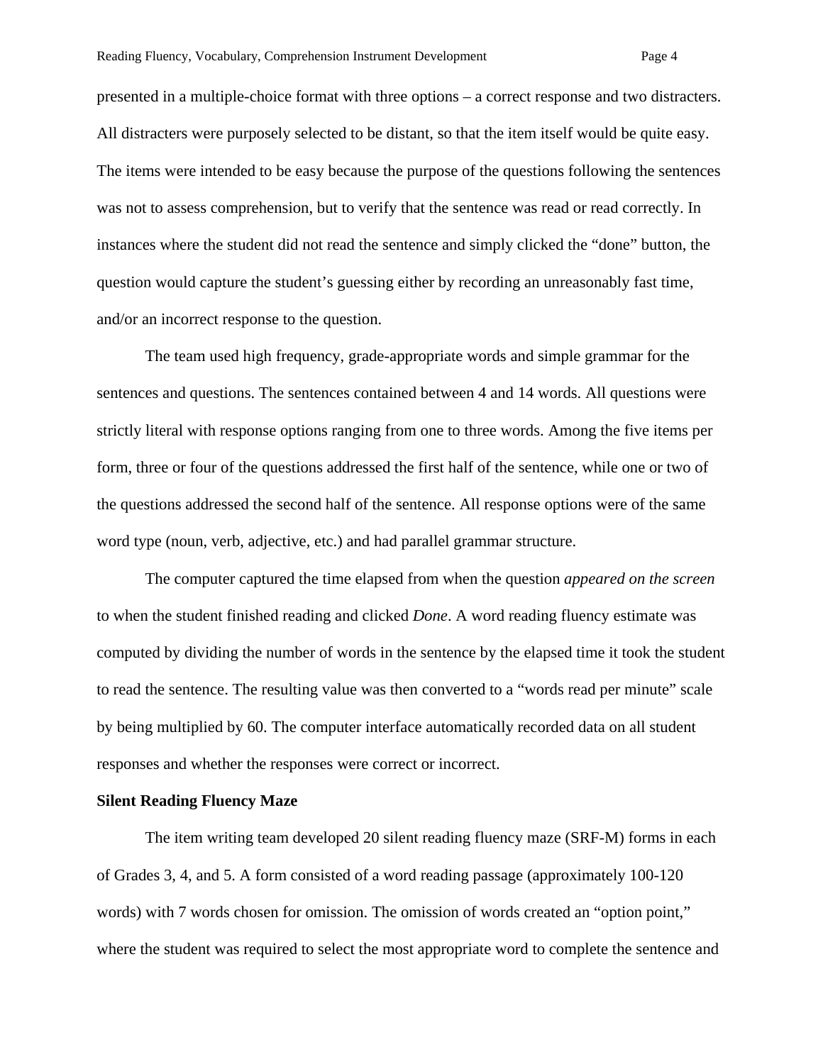presented in a multiple-choice format with three options – a correct response and two distracters. All distracters were purposely selected to be distant, so that the item itself would be quite easy. The items were intended to be easy because the purpose of the questions following the sentences was not to assess comprehension, but to verify that the sentence was read or read correctly. In instances where the student did not read the sentence and simply clicked the "done" button, the question would capture the student's guessing either by recording an unreasonably fast time, and/or an incorrect response to the question.

The team used high frequency, grade-appropriate words and simple grammar for the sentences and questions. The sentences contained between 4 and 14 words. All questions were strictly literal with response options ranging from one to three words. Among the five items per form, three or four of the questions addressed the first half of the sentence, while one or two of the questions addressed the second half of the sentence. All response options were of the same word type (noun, verb, adjective, etc.) and had parallel grammar structure.

The computer captured the time elapsed from when the question *appeared on the screen* to when the student finished reading and clicked *Done*. A word reading fluency estimate was computed by dividing the number of words in the sentence by the elapsed time it took the student to read the sentence. The resulting value was then converted to a "words read per minute" scale by being multiplied by 60. The computer interface automatically recorded data on all student responses and whether the responses were correct or incorrect.

**Silent Reading Fluency Maze**

The item writing team developed 20 silent reading fluency maze (SRF-M) forms in each of Grades 3, 4, and 5. A form consisted of a word reading passage (approximately 100-120 words) with 7 words chosen for omission. The omission of words created an "option point," where the student was required to select the most appropriate word to complete the sentence and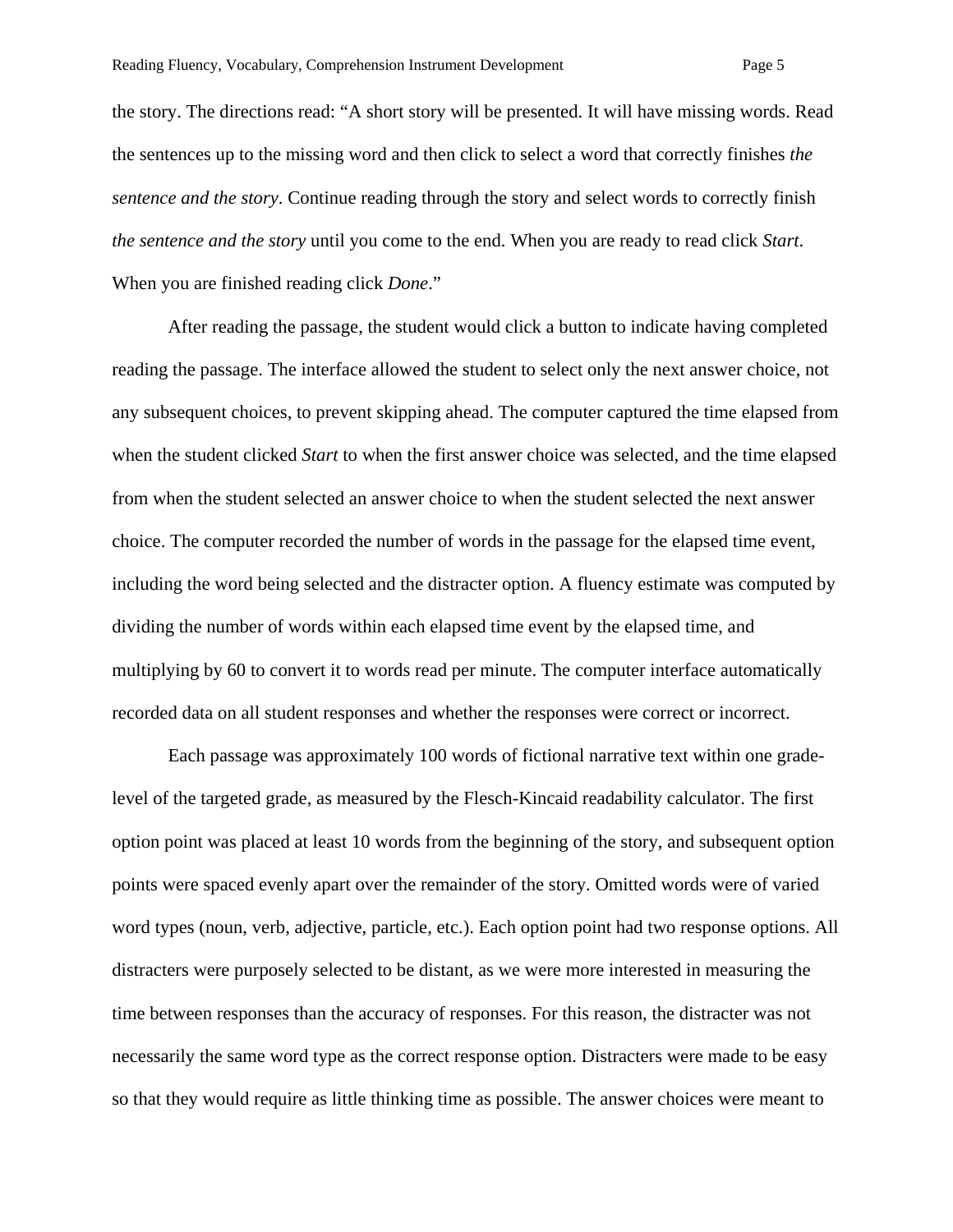the story. The directions read: "A short story will be presented. It will have missing words. Read the sentences up to the missing word and then click to select a word that correctly finishes *the sentence and the story*. Continue reading through the story and select words to correctly finish *the sentence and the story* until you come to the end. When you are ready to read click *Start*. When you are finished reading click *Done*."

After reading the passage, the student would click a button to indicate having completed reading the passage. The interface allowed the student to select only the next answer choice, not any subsequent choices, to prevent skipping ahead. The computer captured the time elapsed from when the student clicked *Start* to when the first answer choice was selected, and the time elapsed from when the student selected an answer choice to when the student selected the next answer choice. The computer recorded the number of words in the passage for the elapsed time event, including the word being selected and the distracter option. A fluency estimate was computed by dividing the number of words within each elapsed time event by the elapsed time, and multiplying by 60 to convert it to words read per minute. The computer interface automatically recorded data on all student responses and whether the responses were correct or incorrect.

Each passage was approximately 100 words of fictional narrative text within one grade-level of the targeted grade, as measured by the Flesch-Kincaid readability calculator. The first option point was placed at least 10 words from the beginning of the story, and subsequent option points were spaced evenly apart over the remainder of the story. Omitted words were of varied word types (noun, verb, adjective, particle, etc.). Each option point had two response options. All distracters were purposely selected to be distant, as we were more interested in measuring the time between responses than the accuracy of responses. For this reason, the distracter was not necessarily the same word type as the correct response option. Distracters were made to be easy so that they would require as little thinking time as possible. The answer choices were meant to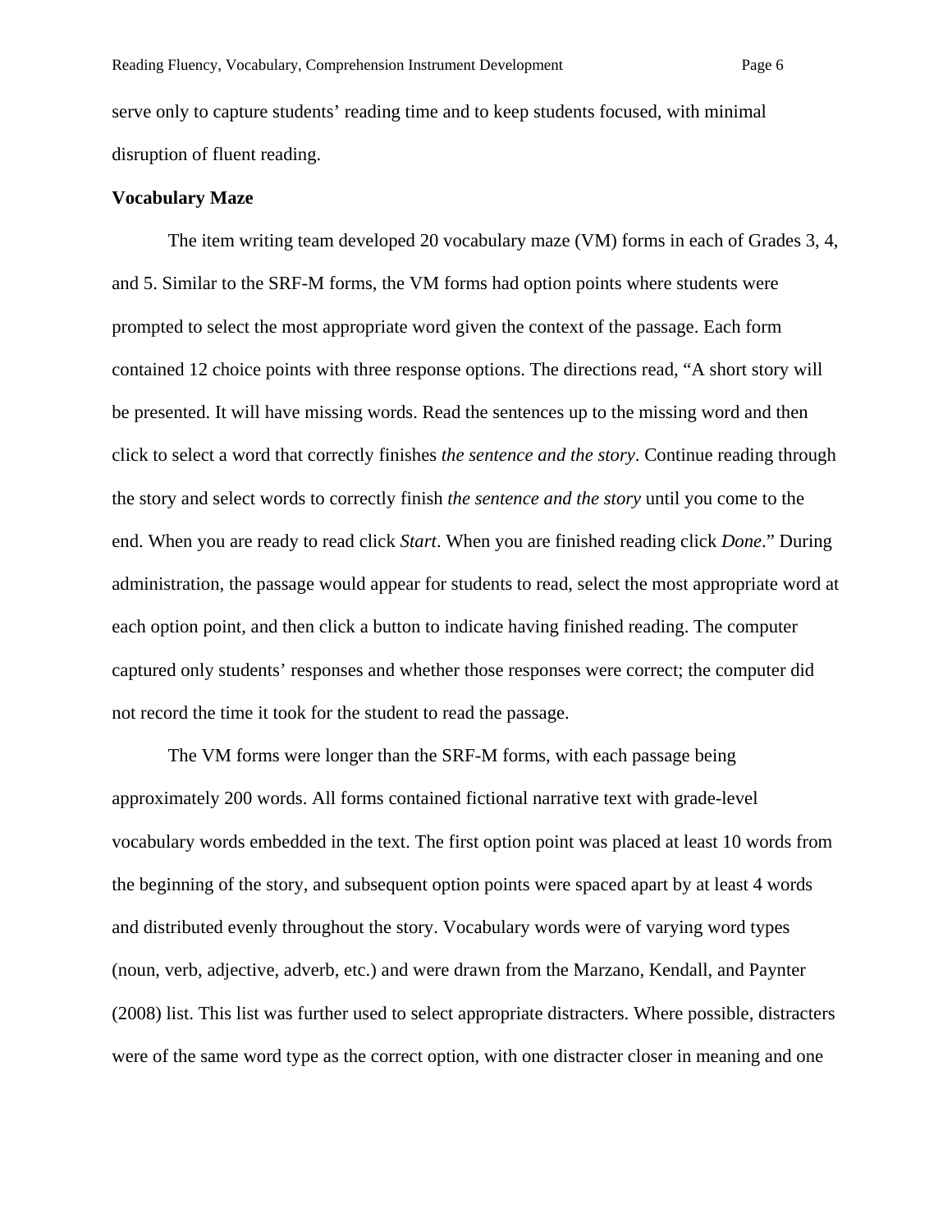serve only to capture students' reading time and to keep students focused, with minimal disruption of fluent reading.

**Vocabulary Maze**

The item writing team developed 20 vocabulary maze (VM) forms in each of Grades 3, 4, and 5. Similar to the SRF-M forms, the VM forms had option points where students were prompted to select the most appropriate word given the context of the passage. Each form contained 12 choice points with three response options. The directions read, "A short story will be presented. It will have missing words. Read the sentences up to the missing word and then click to select a word that correctly finishes *the sentence and the story*. Continue reading through the story and select words to correctly finish *the sentence and the story* until you come to the end. When you are ready to read click *Start*. When you are finished reading click *Done*." During administration, the passage would appear for students to read, select the most appropriate word at each option point, and then click a button to indicate having finished reading. The computer captured only students' responses and whether those responses were correct; the computer did not record the time it took for the student to read the passage.

The VM forms were longer than the SRF-M forms, with each passage being approximately 200 words. All forms contained fictional narrative text with grade-level vocabulary words embedded in the text. The first option point was placed at least 10 words from the beginning of the story, and subsequent option points were spaced apart by at least 4 words and distributed evenly throughout the story. Vocabulary words were of varying word types (noun, verb, adjective, adverb, etc.) and were drawn from the Marzano, Kendall, and Paynter (2008) list. This list was further used to select appropriate distracters. Where possible, distracters were of the same word type as the correct option, with one distracter closer in meaning and one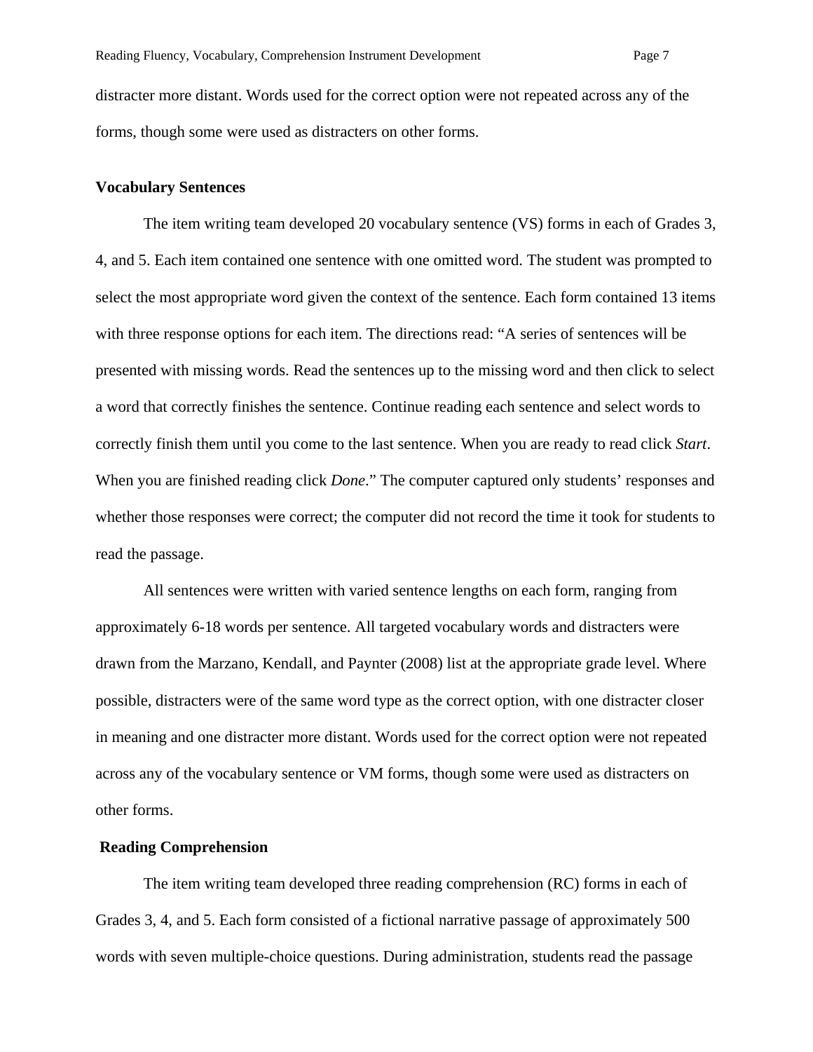distracter more distant. Words used for the correct option were not repeated across any of the forms, though some were used as distracters on other forms.

### Vocabulary Sentences

The item writing team developed 20 vocabulary sentence (VS) forms in each of Grades 3, 4, and 5. Each item contained one sentence with one omitted word. The student was prompted to select the most appropriate word given the context of the sentence. Each form contained 13 items with three response options for each item. The directions read: "A series of sentences will be presented with missing words. Read the sentences up to the missing word and then click to select a word that correctly finishes the sentence. Continue reading each sentence and select words to correctly finish them until you come to the last sentence. When you are ready to read click *Start*. When you are finished reading click *Done*." The computer captured only students' responses and whether those responses were correct; the computer did not record the time it took for students to read the passage.

All sentences were written with varied sentence lengths on each form, ranging from approximately 6-18 words per sentence. All targeted vocabulary words and distracters were drawn from the Marzano, Kendall, and Paynter (2008) list at the appropriate grade level. Where possible, distracters were of the same word type as the correct option, with one distracter closer in meaning and one distracter more distant. Words used for the correct option were not repeated across any of the vocabulary sentence or VM forms, though some were used as distracters on other forms.

### Reading Comprehension

The item writing team developed three reading comprehension (RC) forms in each of Grades 3, 4, and 5. Each form consisted of a fictional narrative passage of approximately 500 words with seven multiple-choice questions. During administration, students read the passage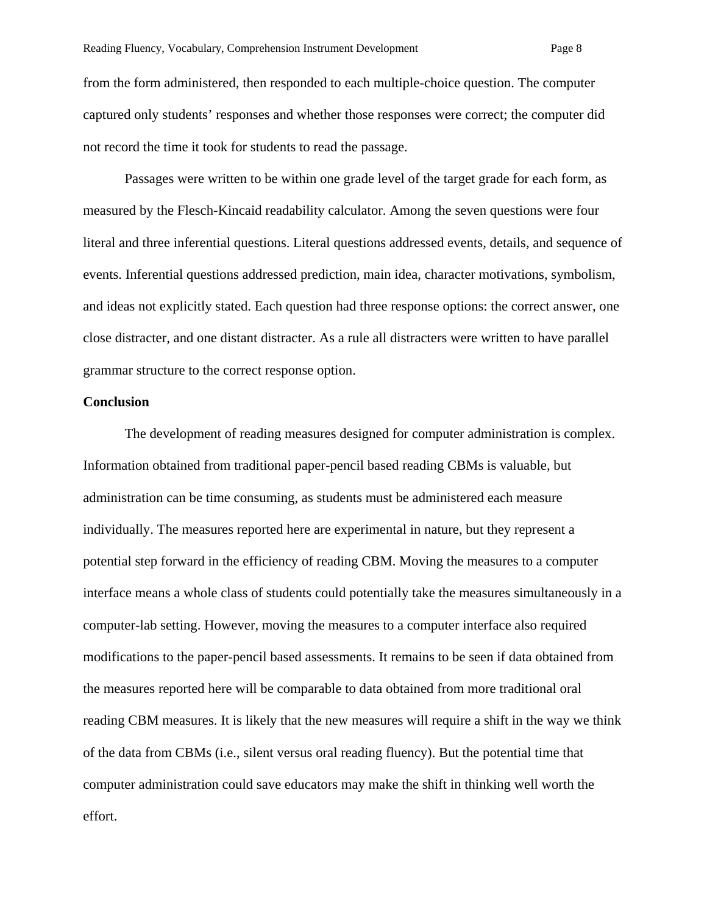from the form administered, then responded to each multiple-choice question. The computer captured only students' responses and whether those responses were correct; the computer did not record the time it took for students to read the passage.

Passages were written to be within one grade level of the target grade for each form, as measured by the Flesch-Kincaid readability calculator. Among the seven questions were four literal and three inferential questions. Literal questions addressed events, details, and sequence of events. Inferential questions addressed prediction, main idea, character motivations, symbolism, and ideas not explicitly stated. Each question had three response options: the correct answer, one close distracter, and one distant distracter. As a rule all distracters were written to have parallel grammar structure to the correct response option.

**Conclusion**

The development of reading measures designed for computer administration is complex. Information obtained from traditional paper-pencil based reading CBMs is valuable, but administration can be time consuming, as students must be administered each measure individually. The measures reported here are experimental in nature, but they represent a potential step forward in the efficiency of reading CBM. Moving the measures to a computer interface means a whole class of students could potentially take the measures simultaneously in a computer-lab setting. However, moving the measures to a computer interface also required modifications to the paper-pencil based assessments. It remains to be seen if data obtained from the measures reported here will be comparable to data obtained from more traditional oral reading CBM measures. It is likely that the new measures will require a shift in the way we think of the data from CBMs (i.e., silent versus oral reading fluency). But the potential time that computer administration could save educators may make the shift in thinking well worth the effort.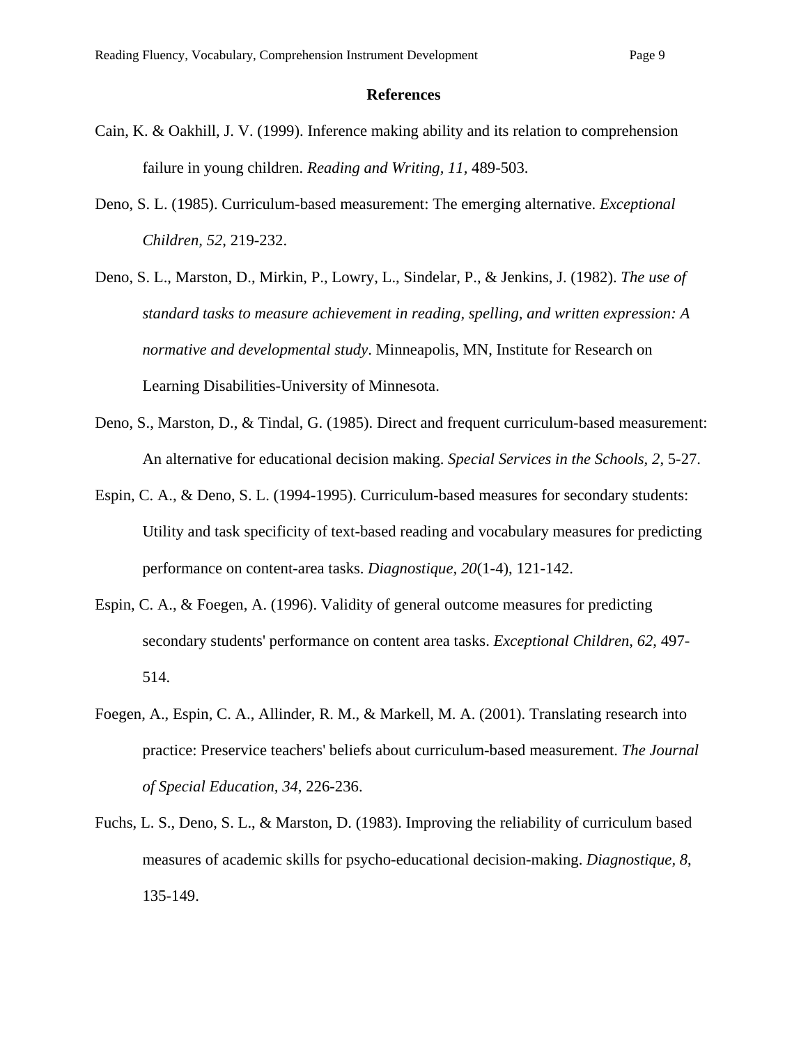## References

Cain, K. & Oakhill, J. V. (1999). Inference making ability and its relation to comprehension failure in young children. *Reading and Writing, 11*, 489-503.

Deno, S. L. (1985). Curriculum-based measurement: The emerging alternative. *Exceptional Children, 52*, 219-232.

Deno, S. L., Marston, D., Mirkin, P., Lowry, L., Sindelar, P., & Jenkins, J. (1982). *The use of standard tasks to measure achievement in reading, spelling, and written expression: A normative and developmental study*. Minneapolis, MN, Institute for Research on Learning Disabilities-University of Minnesota.

Deno, S., Marston, D., & Tindal, G. (1985). Direct and frequent curriculum-based measurement: An alternative for educational decision making. *Special Services in the Schools, 2*, 5-27.

Espin, C. A., & Deno, S. L. (1994-1995). Curriculum-based measures for secondary students: Utility and task specificity of text-based reading and vocabulary measures for predicting performance on content-area tasks. *Diagnostique, 20*(1-4), 121-142.

Espin, C. A., & Foegen, A. (1996). Validity of general outcome measures for predicting secondary students' performance on content area tasks. *Exceptional Children, 62*, 497-514.

Foegen, A., Espin, C. A., Allinder, R. M., & Markell, M. A. (2001). Translating research into practice: Preservice teachers' beliefs about curriculum-based measurement. *The Journal of Special Education, 34*, 226-236.

Fuchs, L. S., Deno, S. L., & Marston, D. (1983). Improving the reliability of curriculum based measures of academic skills for psycho-educational decision-making. *Diagnostique, 8*, 135-149.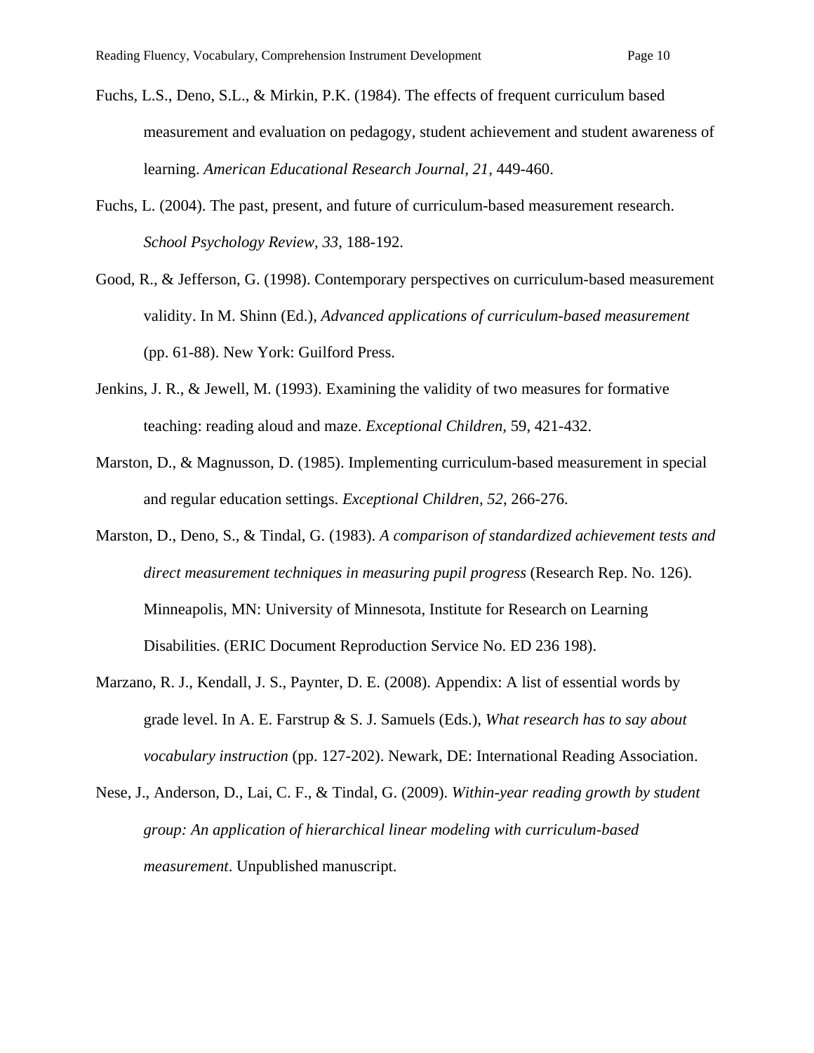Fuchs, L.S., Deno, S.L., & Mirkin, P.K. (1984). The effects of frequent curriculum based measurement and evaluation on pedagogy, student achievement and student awareness of learning. *American Educational Research Journal, 21*, 449-460.

Fuchs, L. (2004). The past, present, and future of curriculum-based measurement research. *School Psychology Review, 33*, 188-192.

Good, R., & Jefferson, G. (1998). Contemporary perspectives on curriculum-based measurement validity. In M. Shinn (Ed.), *Advanced applications of curriculum-based measurement* (pp. 61-88). New York: Guilford Press.

Jenkins, J. R., & Jewell, M. (1993). Examining the validity of two measures for formative teaching: reading aloud and maze. *Exceptional Children*, 59, 421-432.

Marston, D., & Magnusson, D. (1985). Implementing curriculum-based measurement in special and regular education settings. *Exceptional Children, 52*, 266-276.

Marston, D., Deno, S., & Tindal, G. (1983). *A comparison of standardized achievement tests and direct measurement techniques in measuring pupil progress* (Research Rep. No. 126). Minneapolis, MN: University of Minnesota, Institute for Research on Learning Disabilities. (ERIC Document Reproduction Service No. ED 236 198).

Marzano, R. J., Kendall, J. S., Paynter, D. E. (2008). Appendix: A list of essential words by grade level. In A. E. Farstrup & S. J. Samuels (Eds.), *What research has to say about vocabulary instruction* (pp. 127-202). Newark, DE: International Reading Association.

Nese, J., Anderson, D., Lai, C. F., & Tindal, G. (2009). *Within-year reading growth by student group: An application of hierarchical linear modeling with curriculum-based measurement*. Unpublished manuscript.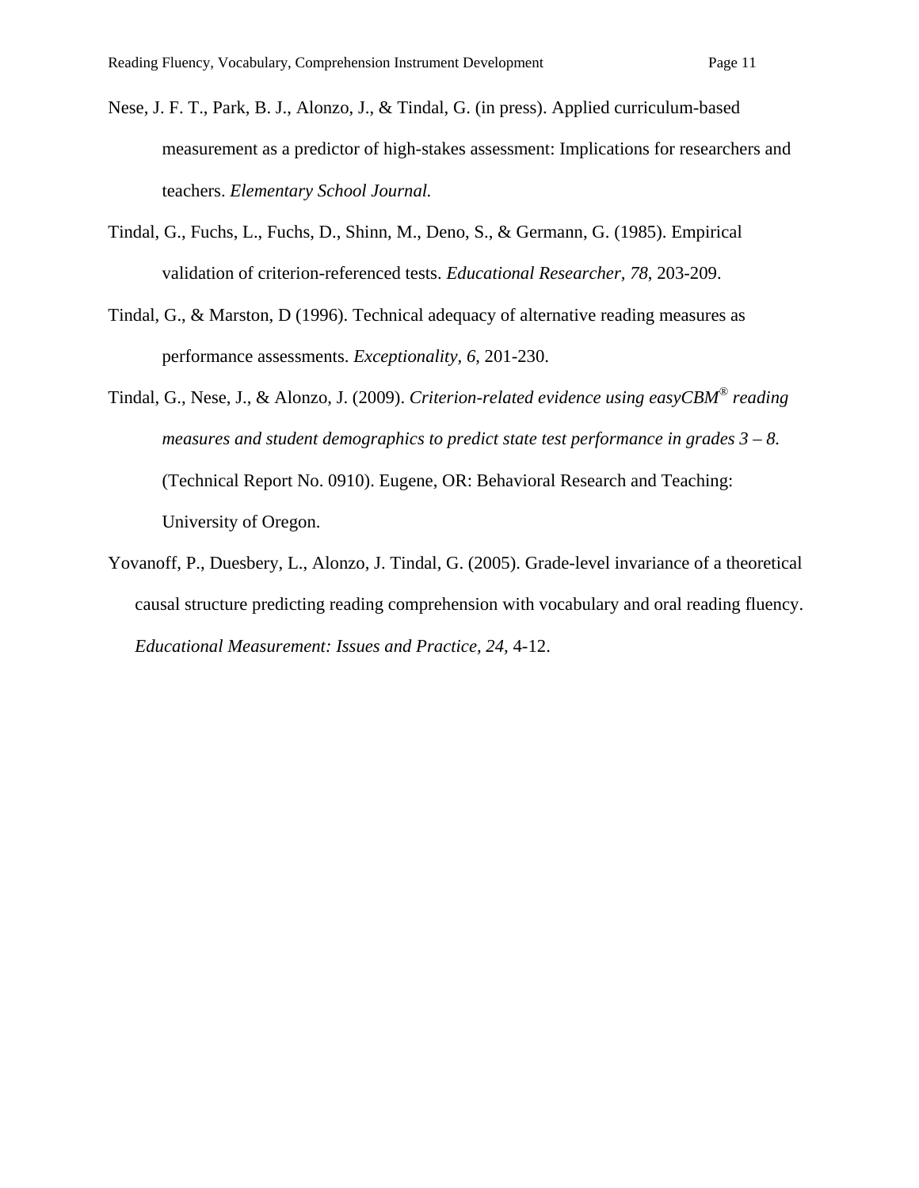Nese, J. F. T., Park, B. J., Alonzo, J., & Tindal, G. (in press). Applied curriculum-based measurement as a predictor of high-stakes assessment: Implications for researchers and teachers. *Elementary School Journal.*

Tindal, G., Fuchs, L., Fuchs, D., Shinn, M., Deno, S., & Germann, G. (1985). Empirical validation of criterion-referenced tests. *Educational Researcher, 78*, 203-209.

Tindal, G., & Marston, D (1996). Technical adequacy of alternative reading measures as performance assessments. *Exceptionality, 6*, 201-230.

Tindal, G., Nese, J., & Alonzo, J. (2009). *Criterion-related evidence using easyCBM® reading measures and student demographics to predict state test performance in grades 3 – 8.* (Technical Report No. 0910). Eugene, OR: Behavioral Research and Teaching: University of Oregon.

Yovanoff, P., Duesbery, L., Alonzo, J. Tindal, G. (2005). Grade-level invariance of a theoretical causal structure predicting reading comprehension with vocabulary and oral reading fluency. *Educational Measurement: Issues and Practice, 24*, 4-12.